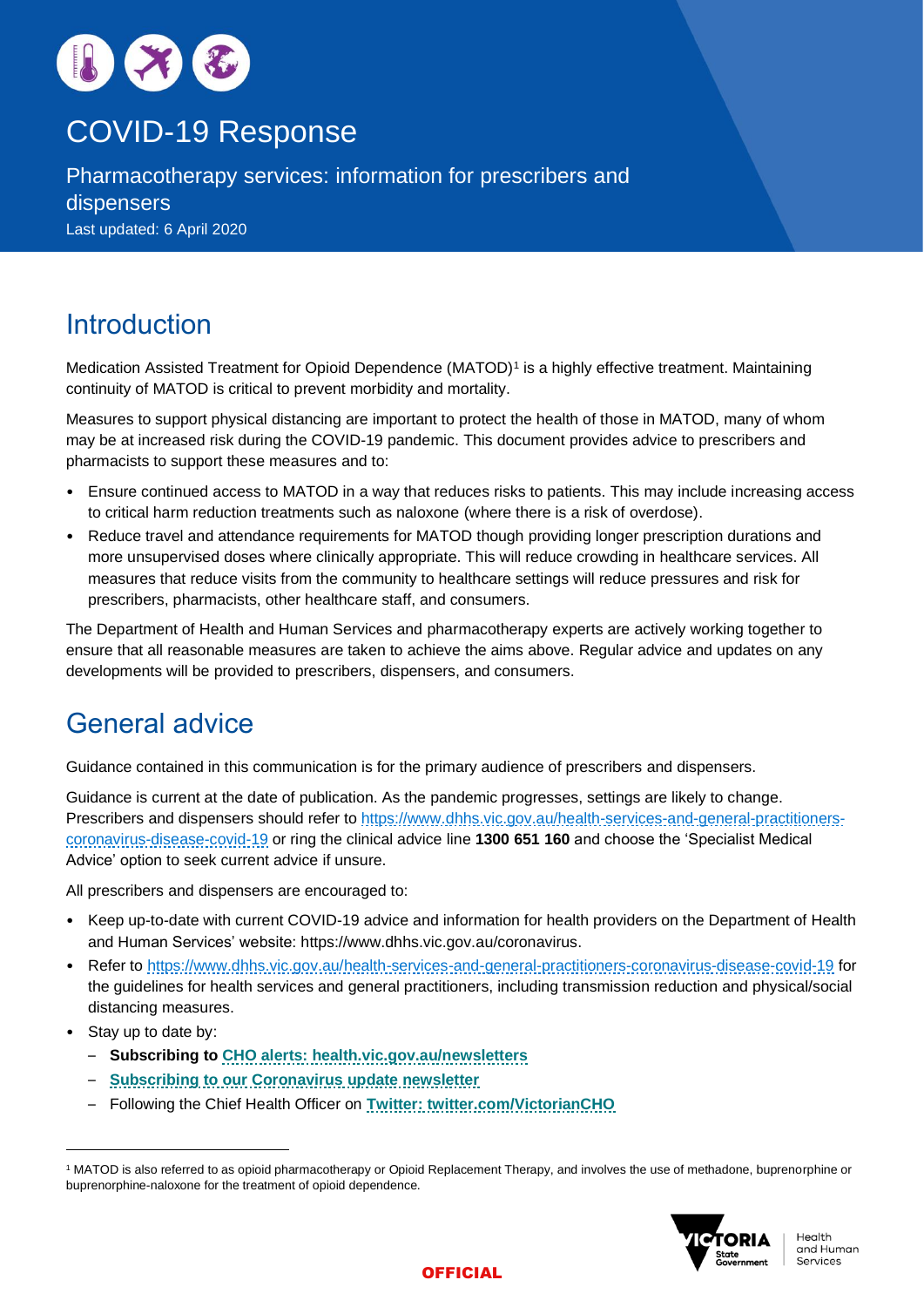# COVID-19 Response

Pharmacotherapy services: information for prescribers and dispensers

Last updated: 6 April 2020

## Introduction

Medication Assisted Treatment for Opioid Dependence (MATOD)[1] is a highly effective treatment. Maintaining continuity of MATOD is critical to prevent morbidity and mortality.

Measures to support physical distancing are important to protect the health of those in MATOD, many of whom may be at increased risk during the COVID-19 pandemic. This document provides advice to prescribers and pharmacists to support these measures and to:

- Ensure continued access to MATOD in a way that reduces risks to patients. This may include increasing access to critical harm reduction treatments such as naloxone (where there is a risk of overdose).
- Reduce travel and attendance requirements for MATOD though providing longer prescription durations and more unsupervised doses where clinically appropriate. This will reduce crowding in healthcare services. All measures that reduce visits from the community to healthcare settings will reduce pressures and risk for prescribers, pharmacists, other healthcare staff, and consumers.

The Department of Health and Human Services and pharmacotherapy experts are actively working together to ensure that all reasonable measures are taken to achieve the aims above. Regular advice and updates on any developments will be provided to prescribers, dispensers, and consumers.

## General advice

Guidance contained in this communication is for the primary audience of prescribers and dispensers.

Guidance is current at the date of publication. As the pandemic progresses, settings are likely to change. Prescribers and dispensers should refer to https://www.dhhs.vic.gov.au/health-services-and-general-practitioners-coronavirus-disease-covid-19 or ring the clinical advice line **1300 651 160** and choose the 'Specialist Medical Advice' option to seek current advice if unsure.

All prescribers and dispensers are encouraged to:

- Keep up-to-date with current COVID-19 advice and information for health providers on the Department of Health and Human Services' website: https://www.dhhs.vic.gov.au/coronavirus.
- Refer to https://www.dhhs.vic.gov.au/health-services-and-general-practitioners-coronavirus-disease-covid-19 for the guidelines for health services and general practitioners, including transmission reduction and physical/social distancing measures.
- Stay up to date by:
  - **Subscribing to CHO alerts: health.vic.gov.au/newsletters**
  - **Subscribing to our Coronavirus update newsletter**
  - Following the Chief Health Officer on **Twitter: twitter.com/VictorianCHO**

[1] MATOD is also referred to as opioid pharmacotherapy or Opioid Replacement Therapy, and involves the use of methadone, buprenorphine or buprenorphine-naloxone for the treatment of opioid dependence.

OFFICIAL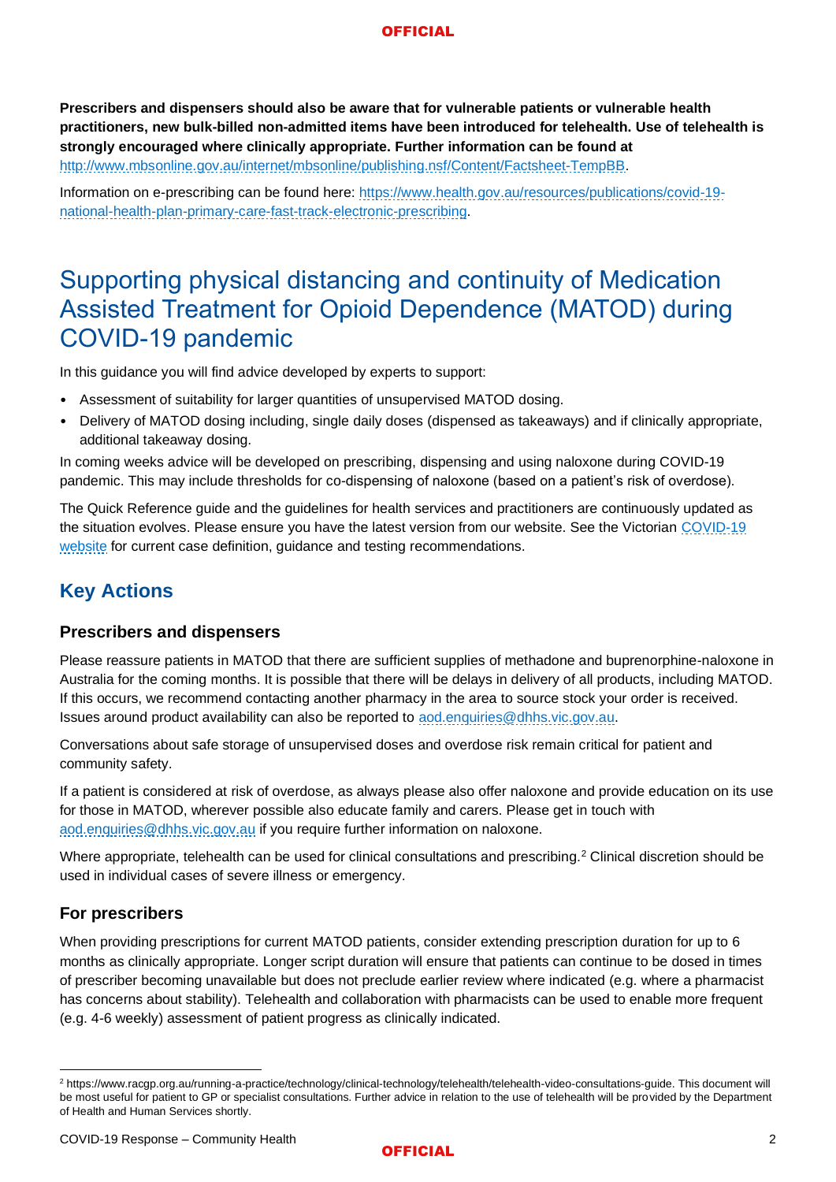**Prescribers and dispensers should also be aware that for vulnerable patients or vulnerable health practitioners, new bulk-billed non-admitted items have been introduced for telehealth. Use of telehealth is strongly encouraged where clinically appropriate. Further information can be found at** http://www.mbsonline.gov.au/internet/mbsonline/publishing.nsf/Content/Factsheet-TempBB.

Information on e-prescribing can be found here: https://www.health.gov.au/resources/publications/covid-19-national-health-plan-primary-care-fast-track-electronic-prescribing.

# Supporting physical distancing and continuity of Medication Assisted Treatment for Opioid Dependence (MATOD) during COVID-19 pandemic

In this guidance you will find advice developed by experts to support:

- Assessment of suitability for larger quantities of unsupervised MATOD dosing.
- Delivery of MATOD dosing including, single daily doses (dispensed as takeaways) and if clinically appropriate, additional takeaway dosing.

In coming weeks advice will be developed on prescribing, dispensing and using naloxone during COVID-19 pandemic. This may include thresholds for co-dispensing of naloxone (based on a patient's risk of overdose).

The Quick Reference guide and the guidelines for health services and practitioners are continuously updated as the situation evolves. Please ensure you have the latest version from our website. See the Victorian COVID-19 website for current case definition, guidance and testing recommendations.

## Key Actions

### Prescribers and dispensers

Please reassure patients in MATOD that there are sufficient supplies of methadone and buprenorphine-naloxone in Australia for the coming months. It is possible that there will be delays in delivery of all products, including MATOD. If this occurs, we recommend contacting another pharmacy in the area to source stock your order is received. Issues around product availability can also be reported to aod.enquiries@dhhs.vic.gov.au.

Conversations about safe storage of unsupervised doses and overdose risk remain critical for patient and community safety.

If a patient is considered at risk of overdose, as always please also offer naloxone and provide education on its use for those in MATOD, wherever possible also educate family and carers. Please get in touch with aod.enquiries@dhhs.vic.gov.au if you require further information on naloxone.

Where appropriate, telehealth can be used for clinical consultations and prescribing.[2] Clinical discretion should be used in individual cases of severe illness or emergency.

### For prescribers

When providing prescriptions for current MATOD patients, consider extending prescription duration for up to 6 months as clinically appropriate. Longer script duration will ensure that patients can continue to be dosed in times of prescriber becoming unavailable but does not preclude earlier review where indicated (e.g. where a pharmacist has concerns about stability). Telehealth and collaboration with pharmacists can be used to enable more frequent (e.g. 4-6 weekly) assessment of patient progress as clinically indicated.

---

[2] https://www.racgp.org.au/running-a-practice/technology/clinical-technology/telehealth/telehealth-video-consultations-guide. This document will be most useful for patient to GP or specialist consultations. Further advice in relation to the use of telehealth will be provided by the Department of Health and Human Services shortly.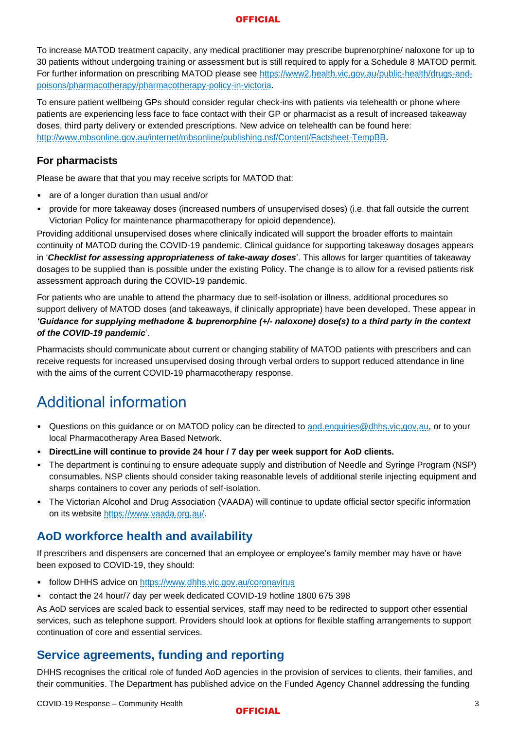To increase MATOD treatment capacity, any medical practitioner may prescribe buprenorphine/ naloxone for up to 30 patients without undergoing training or assessment but is still required to apply for a Schedule 8 MATOD permit. For further information on prescribing MATOD please see [https://www2.health.vic.gov.au/public-health/drugs-and-poisons/pharmacotherapy/pharmacotherapy-policy-in-victoria](https://www2.health.vic.gov.au/public-health/drugs-and-poisons/pharmacotherapy/pharmacotherapy-policy-in-victoria).

To ensure patient wellbeing GPs should consider regular check-ins with patients via telehealth or phone where patients are experiencing less face to face contact with their GP or pharmacist as a result of increased takeaway doses, third party delivery or extended prescriptions. New advice on telehealth can be found here: [http://www.mbsonline.gov.au/internet/mbsonline/publishing.nsf/Content/Factsheet-TempBB](http://www.mbsonline.gov.au/internet/mbsonline/publishing.nsf/Content/Factsheet-TempBB).

### For pharmacists

Please be aware that that you may receive scripts for MATOD that:

- are of a longer duration than usual and/or
- provide for more takeaway doses (increased numbers of unsupervised doses) (i.e. that fall outside the current Victorian Policy for maintenance pharmacotherapy for opioid dependence).

Providing additional unsupervised doses where clinically indicated will support the broader efforts to maintain continuity of MATOD during the COVID-19 pandemic. Clinical guidance for supporting takeaway dosages appears in '***Checklist for assessing appropriateness of take-away doses***'. This allows for larger quantities of takeaway dosages to be supplied than is possible under the existing Policy. The change is to allow for a revised patients risk assessment approach during the COVID-19 pandemic.

For patients who are unable to attend the pharmacy due to self-isolation or illness, additional procedures so support delivery of MATOD doses (and takeaways, if clinically appropriate) have been developed. These appear in ***'Guidance for supplying methadone & buprenorphine (+/- naloxone) dose(s) to a third party in the context of the COVID-19 pandemic***'.

Pharmacists should communicate about current or changing stability of MATOD patients with prescribers and can receive requests for increased unsupervised dosing through verbal orders to support reduced attendance in line with the aims of the current COVID-19 pharmacotherapy response.

# Additional information

- Questions on this guidance or on MATOD policy can be directed to [aod.enquiries@dhhs.vic.gov.au](mailto:aod.enquiries@dhhs.vic.gov.au), or to your local Pharmacotherapy Area Based Network.
- **DirectLine will continue to provide 24 hour / 7 day per week support for AoD clients.**
- The department is continuing to ensure adequate supply and distribution of Needle and Syringe Program (NSP) consumables. NSP clients should consider taking reasonable levels of additional sterile injecting equipment and sharps containers to cover any periods of self-isolation.
- The Victorian Alcohol and Drug Association (VAADA) will continue to update official sector specific information on its website [https://www.vaada.org.au/](https://www.vaada.org.au/).

## AoD workforce health and availability

If prescribers and dispensers are concerned that an employee or employee's family member may have or have been exposed to COVID-19, they should:

- follow DHHS advice on [https://www.dhhs.vic.gov.au/coronavirus](https://www.dhhs.vic.gov.au/coronavirus)
- contact the 24 hour/7 day per week dedicated COVID-19 hotline 1800 675 398

As AoD services are scaled back to essential services, staff may need to be redirected to support other essential services, such as telephone support. Providers should look at options for flexible staffing arrangements to support continuation of core and essential services.

## Service agreements, funding and reporting

DHHS recognises the critical role of funded AoD agencies in the provision of services to clients, their families, and their communities. The Department has published advice on the Funded Agency Channel addressing the funding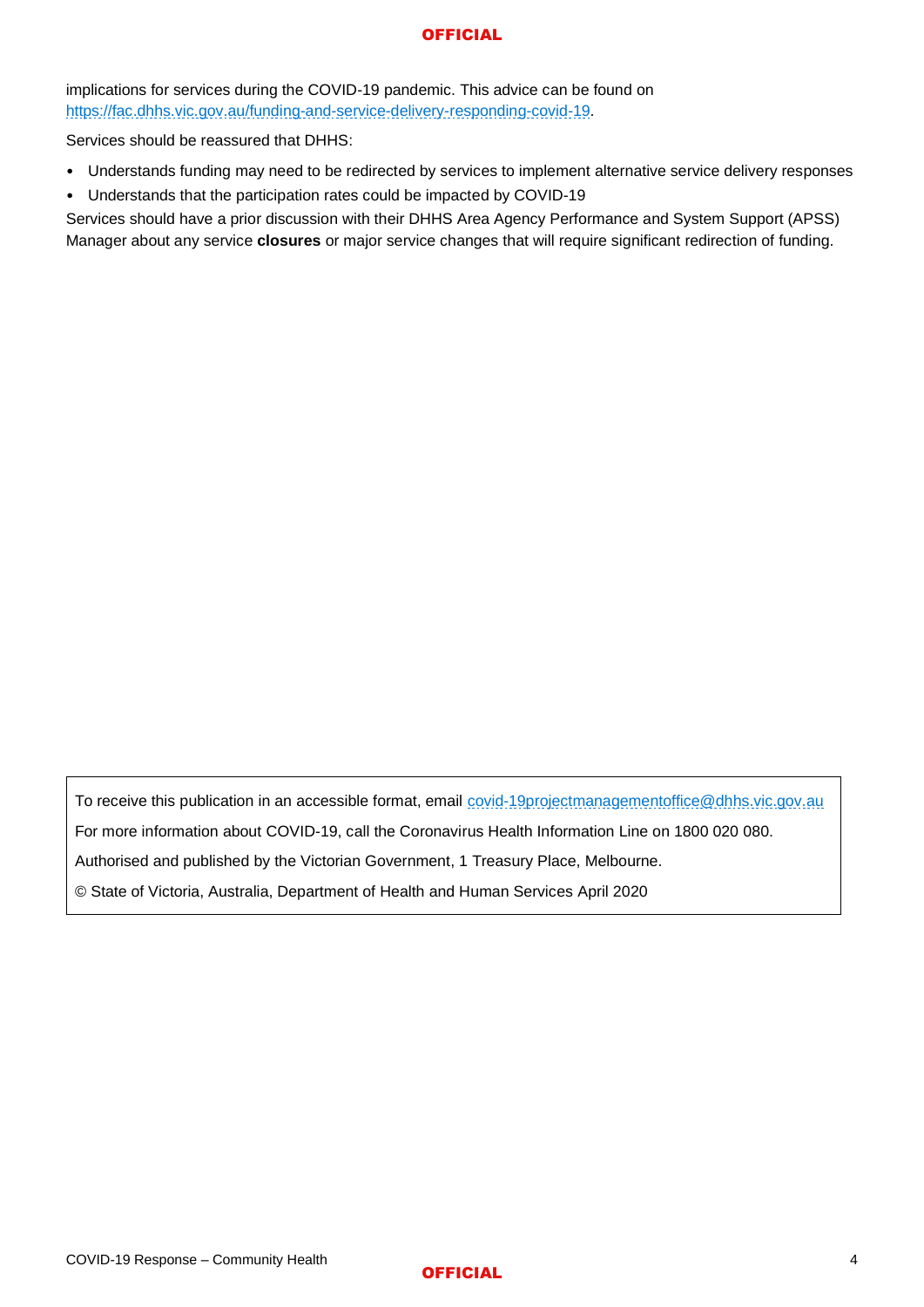implications for services during the COVID-19 pandemic. This advice can be found on https://fac.dhhs.vic.gov.au/funding-and-service-delivery-responding-covid-19.

Services should be reassured that DHHS:

- Understands funding may need to be redirected by services to implement alternative service delivery responses
- Understands that the participation rates could be impacted by COVID-19

Services should have a prior discussion with their DHHS Area Agency Performance and System Support (APSS) Manager about any service **closures** or major service changes that will require significant redirection of funding.

To receive this publication in an accessible format, email covid-19projectmanagementoffice@dhhs.vic.gov.au

For more information about COVID-19, call the Coronavirus Health Information Line on 1800 020 080.

Authorised and published by the Victorian Government, 1 Treasury Place, Melbourne.

© State of Victoria, Australia, Department of Health and Human Services April 2020